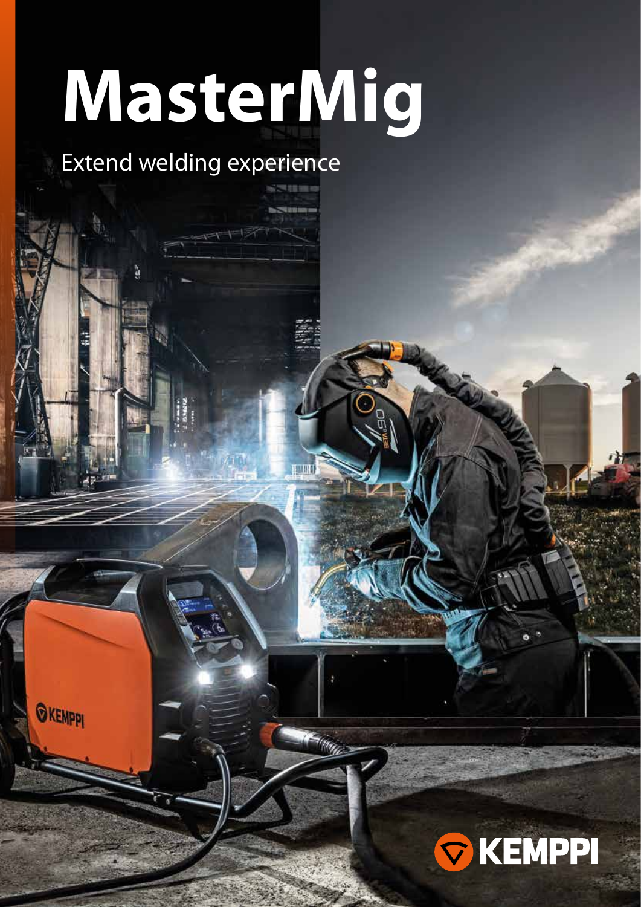# MasterMig

Extend welding experience

KEMPPI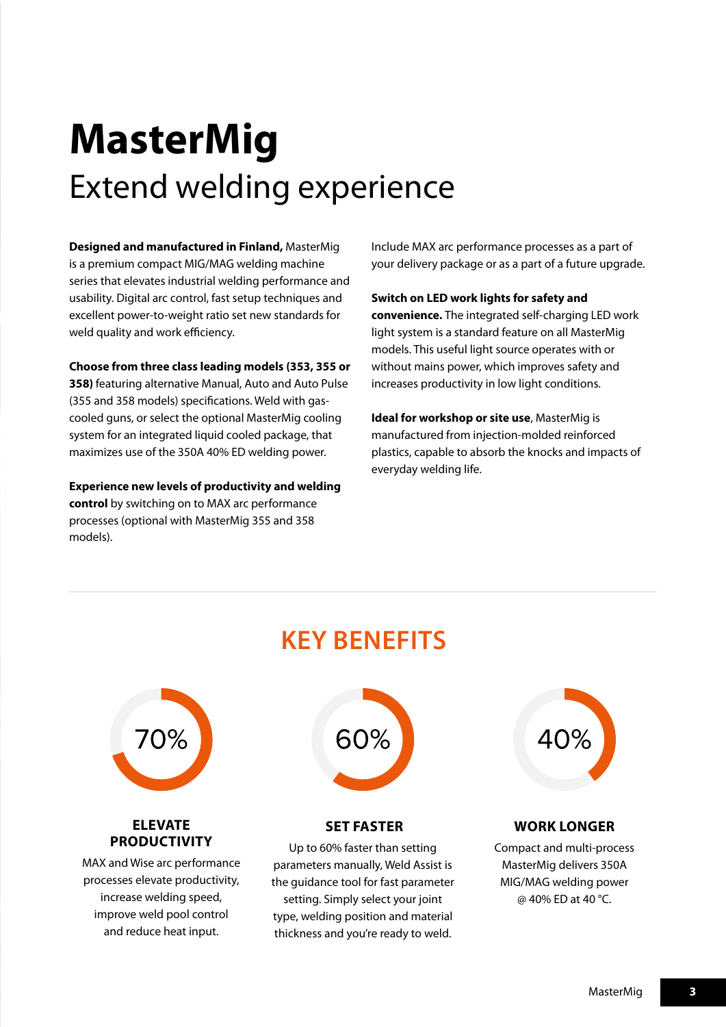# MasterMig

## Extend welding experience

**Designed and manufactured in Finland,** MasterMig is a premium compact MIG/MAG welding machine series that elevates industrial welding performance and usability. Digital arc control, fast setup techniques and excellent power-to-weight ratio set new standards for weld quality and work efficiency.

**Choose from three class leading models (353, 355 or 358)** featuring alternative Manual, Auto and Auto Pulse (355 and 358 models) specifications. Weld with gas-cooled guns, or select the optional MasterMig cooling system for an integrated liquid cooled package, that maximizes use of the 350A 40% ED welding power.

**Experience new levels of productivity and welding control** by switching on to MAX arc performance processes (optional with MasterMig 355 and 358 models). Include MAX arc performance processes as a part of your delivery package or as a part of a future upgrade.

**Switch on LED work lights for safety and convenience.** The integrated self-charging LED work light system is a standard feature on all MasterMig models. This useful light source operates with or without mains power, which improves safety and increases productivity in low light conditions.

**Ideal for workshop or site use**, MasterMig is manufactured from injection-molded reinforced plastics, capable to absorb the knocks and impacts of everyday welding life.

## KEY BENEFITS

70%

### ELEVATE PRODUCTIVITY

MAX and Wise arc performance processes elevate productivity, increase welding speed, improve weld pool control and reduce heat input.

60%

### SET FASTER

Up to 60% faster than setting parameters manually, Weld Assist is the guidance tool for fast parameter setting. Simply select your joint type, welding position and material thickness and you're ready to weld.

40%

### WORK LONGER

Compact and multi-process MasterMig delivers 350A MIG/MAG welding power @ 40% ED at 40 °C.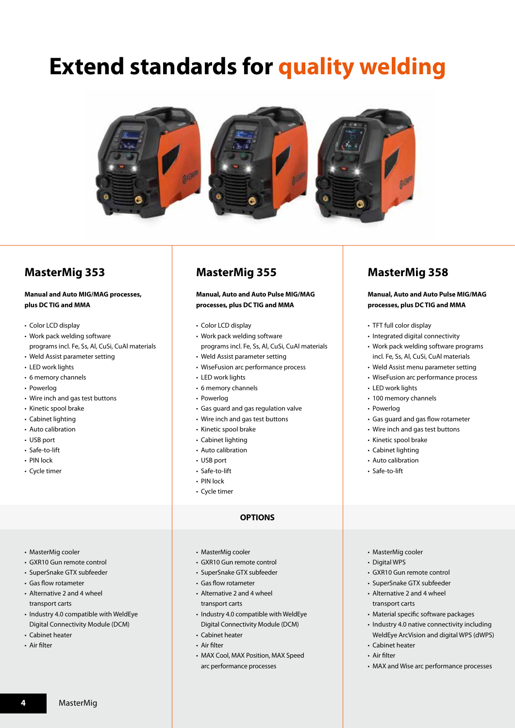# Extend standards for quality welding

## MasterMig 353

**Manual and Auto MIG/MAG processes, plus DC TIG and MMA**

- Color LCD display
- Work pack welding software programs incl. Fe, Ss, Al, CuSi, CuAl materials
- Weld Assist parameter setting
- LED work lights
- 6 memory channels
- Powerlog
- Wire inch and gas test buttons
- Kinetic spool brake
- Cabinet lighting
- Auto calibration
- USB port
- Safe-to-lift
- PIN lock
- Cycle timer

### OPTIONS

- MasterMig cooler
- GXR10 Gun remote control
- SuperSnake GTX subfeeder
- Gas flow rotameter
- Alternative 2 and 4 wheel transport carts
- Industry 4.0 compatible with WeldEye Digital Connectivity Module (DCM)
- Cabinet heater
- Air filter

## MasterMig 355

**Manual, Auto and Auto Pulse MIG/MAG processes, plus DC TIG and MMA**

- Color LCD display
- Work pack welding software programs incl. Fe, Ss, Al, CuSi, CuAl materials
- Weld Assist parameter setting
- WiseFusion arc performance process
- LED work lights
- 6 memory channels
- Powerlog
- Gas guard and gas regulation valve
- Wire inch and gas test buttons
- Kinetic spool brake
- Cabinet lighting
- Auto calibration
- USB port
- Safe-to-lift
- PIN lock
- Cycle timer

### OPTIONS

- MasterMig cooler
- GXR10 Gun remote control
- SuperSnake GTX subfeeder
- Gas flow rotameter
- Alternative 2 and 4 wheel transport carts
- Industry 4.0 compatible with WeldEye Digital Connectivity Module (DCM)
- Cabinet heater
- Air filter
- MAX Cool, MAX Position, MAX Speed arc performance processes

## MasterMig 358

**Manual, Auto and Auto Pulse MIG/MAG processes, plus DC TIG and MMA**

- TFT full color display
- Integrated digital connectivity
- Work pack welding software programs incl. Fe, Ss, Al, CuSi, CuAl materials
- Weld Assist menu parameter setting
- WiseFusion arc performance process
- LED work lights
- 100 memory channels
- Powerlog
- Gas guard and gas flow rotameter
- Wire inch and gas test buttons
- Kinetic spool brake
- Cabinet lighting
- Auto calibration
- Safe-to-lift

### OPTIONS

- MasterMig cooler
- Digital WPS
- GXR10 Gun remote control
- SuperSnake GTX subfeeder
- Alternative 2 and 4 wheel transport carts
- Material specific software packages
- Industry 4.0 native connectivity including WeldEye ArcVision and digital WPS (dWPS)
- Cabinet heater
- Air filter
- MAX and Wise arc performance processes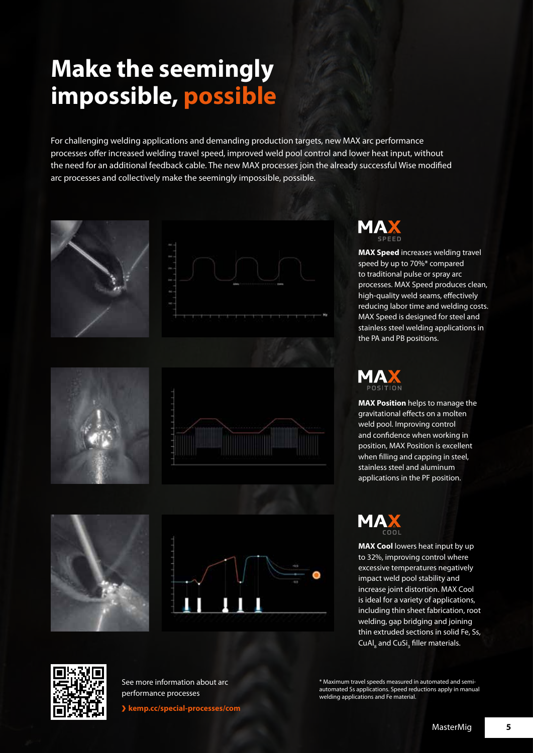# Make the seemingly impossible, possible

For challenging welding applications and demanding production targets, new MAX arc performance processes offer increased welding travel speed, improved weld pool control and lower heat input, without the need for an additional feedback cable. The new MAX processes join the already successful Wise modified arc processes and collectively make the seemingly impossible, possible.

## MAX SPEED

**MAX Speed** increases welding travel speed by up to 70%* compared to traditional pulse or spray arc processes. MAX Speed produces clean, high-quality weld seams, effectively reducing labor time and welding costs. MAX Speed is designed for steel and stainless steel welding applications in the PA and PB positions.

## MAX POSITION

**MAX Position** helps to manage the gravitational effects on a molten weld pool. Improving control and confidence when working in position, MAX Position is excellent when filling and capping in steel, stainless steel and aluminum applications in the PF position.

## MAX COOL

**MAX Cool** lowers heat input by up to 32%, improving control where excessive temperatures negatively impact weld pool stability and increase joint distortion. MAX Cool is ideal for a variety of applications, including thin sheet fabrication, root welding, gap bridging and joining thin extruded sections in solid Fe, Ss, $CuAl_8$ and $CuSi_3$ filler materials.

See more information about arc performance processes

› **kemp.cc/special-processes/com**

\* Maximum travel speeds measured in automated and semi-automated Ss applications. Speed reductions apply in manual welding applications and Fe material.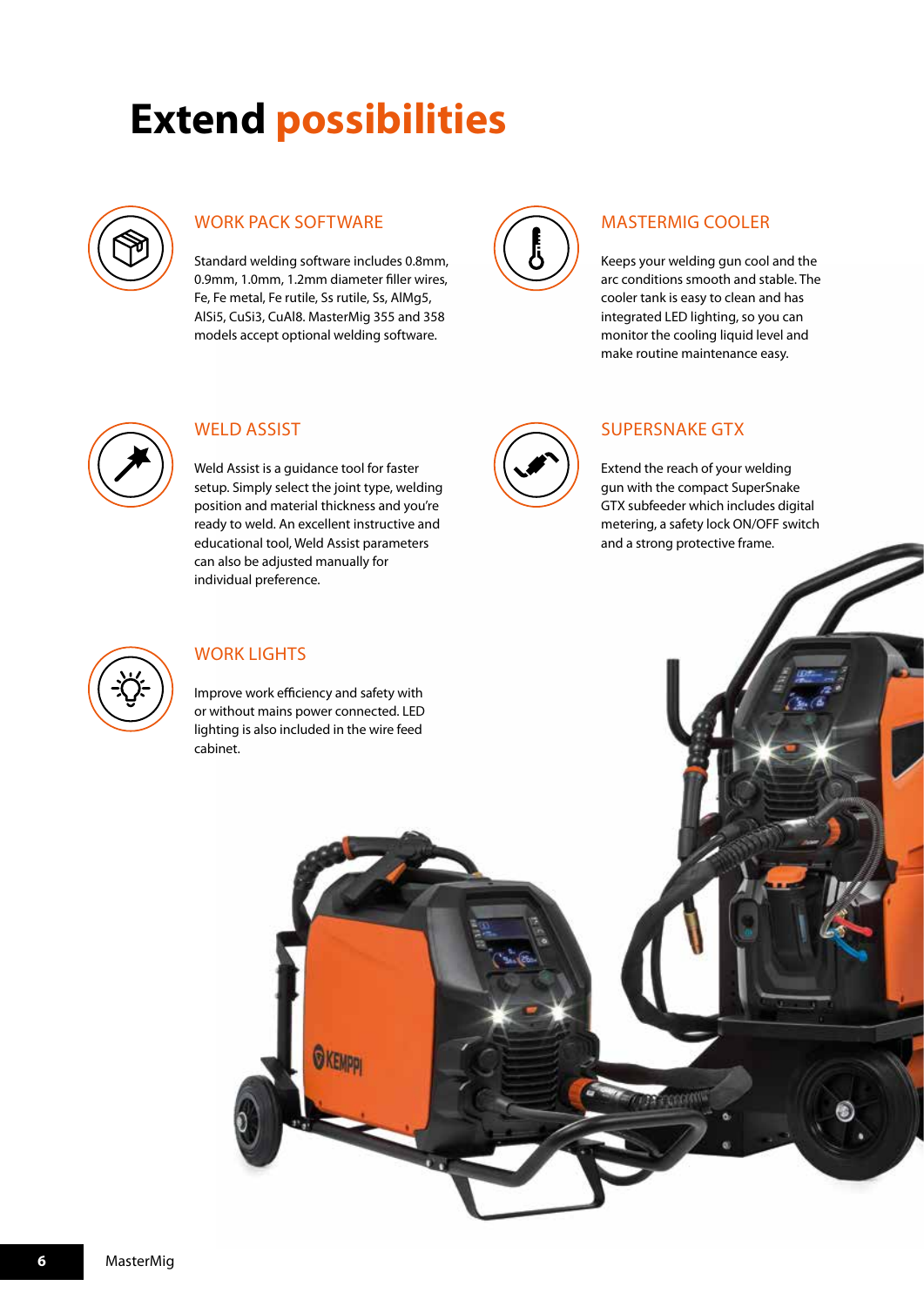# Extend possibilities

## WORK PACK SOFTWARE

Standard welding software includes 0.8mm, 0.9mm, 1.0mm, 1.2mm diameter filler wires, Fe, Fe metal, Fe rutile, Ss rutile, Ss, AlMg5, AlSi5, CuSi3, CuAl8. MasterMig 355 and 358 models accept optional welding software.

## MASTERMIG COOLER

Keeps your welding gun cool and the arc conditions smooth and stable. The cooler tank is easy to clean and has integrated LED lighting, so you can monitor the cooling liquid level and make routine maintenance easy.

## WELD ASSIST

Weld Assist is a guidance tool for faster setup. Simply select the joint type, welding position and material thickness and you're ready to weld. An excellent instructive and educational tool, Weld Assist parameters can also be adjusted manually for individual preference.

## SUPERSNAKE GTX

Extend the reach of your welding gun with the compact SuperSnake GTX subfeeder which includes digital metering, a safety lock ON/OFF switch and a strong protective frame.

## WORK LIGHTS

Improve work efficiency and safety with or without mains power connected. LED lighting is also included in the wire feed cabinet.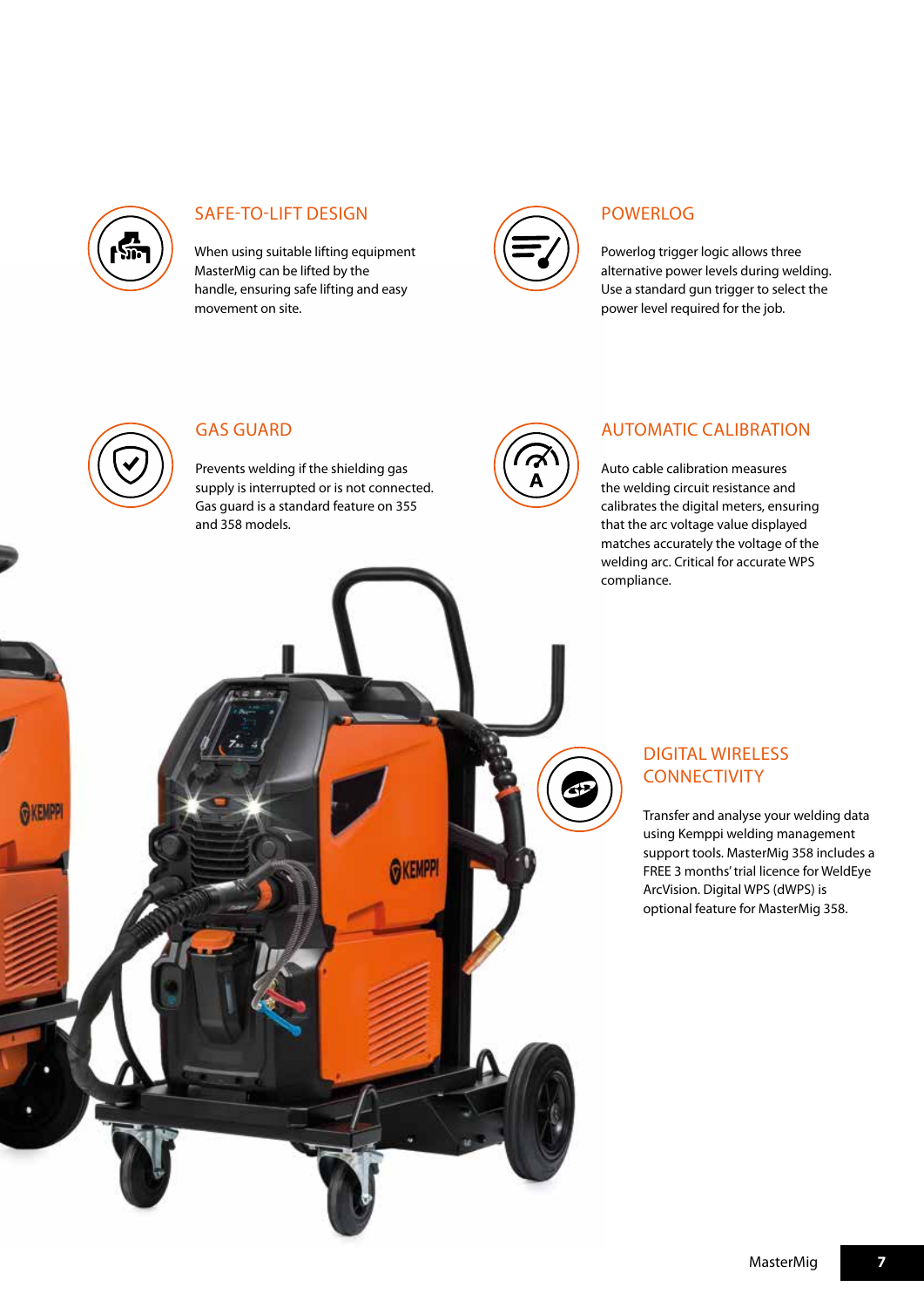## SAFE-TO-LIFT DESIGN

When using suitable lifting equipment MasterMig can be lifted by the handle, ensuring safe lifting and easy movement on site.

## POWERLOG

Powerlog trigger logic allows three alternative power levels during welding. Use a standard gun trigger to select the power level required for the job.

## GAS GUARD

Prevents welding if the shielding gas supply is interrupted or is not connected. Gas guard is a standard feature on 355 and 358 models.

## AUTOMATIC CALIBRATION

Auto cable calibration measures the welding circuit resistance and calibrates the digital meters, ensuring that the arc voltage value displayed matches accurately the voltage of the welding arc. Critical for accurate WPS compliance.

## DIGITAL WIRELESS CONNECTIVITY

Transfer and analyse your welding data using Kemppi welding management support tools. MasterMig 358 includes a FREE 3 months' trial licence for WeldEye ArcVision. Digital WPS (dWPS) is optional feature for MasterMig 358.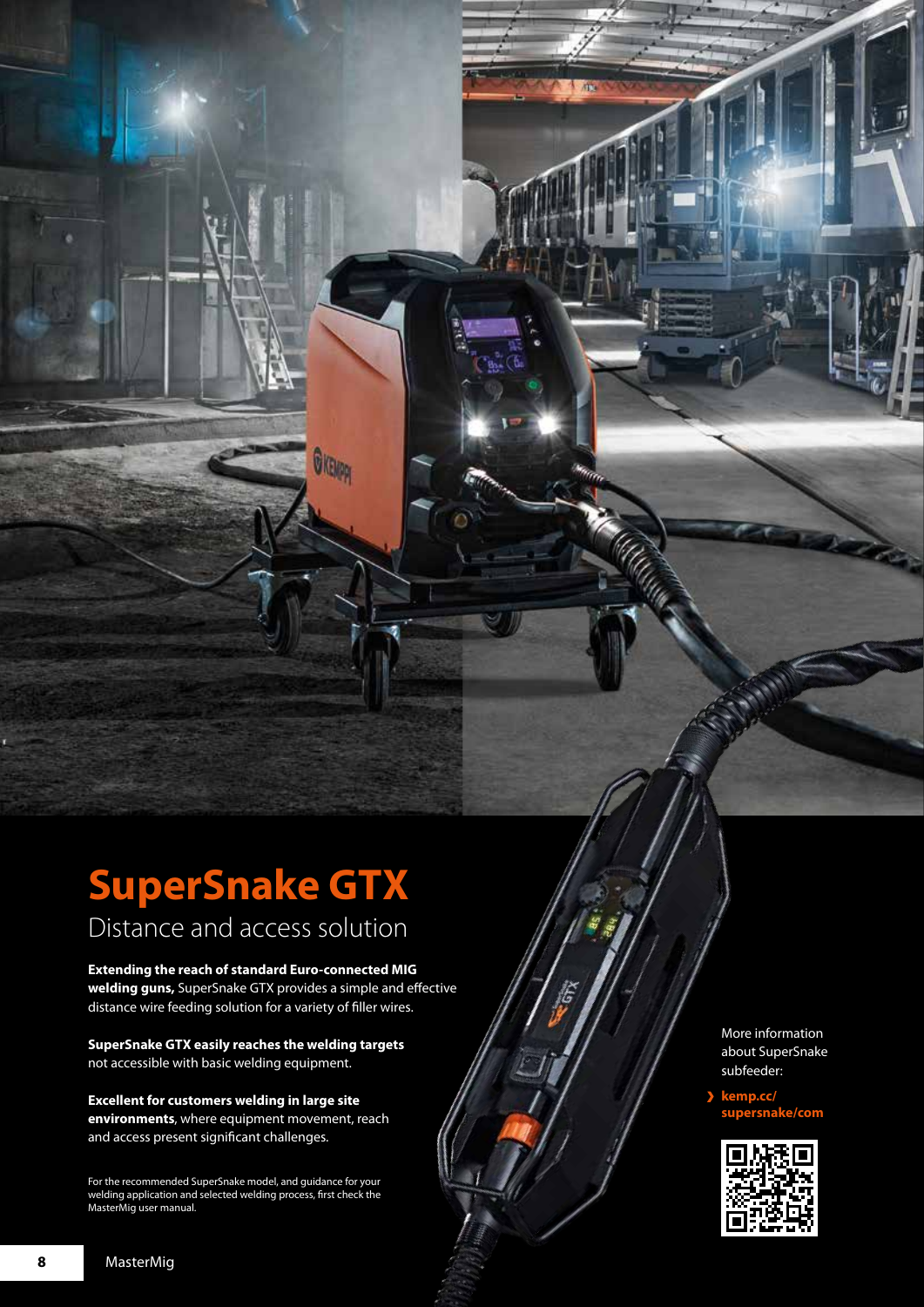# SuperSnake GTX

## Distance and access solution

**Extending the reach of standard Euro-connected MIG welding guns,** SuperSnake GTX provides a simple and effective distance wire feeding solution for a variety of filler wires.

**SuperSnake GTX easily reaches the welding targets** not accessible with basic welding equipment.

**Excellent for customers welding in large site environments**, where equipment movement, reach and access present significant challenges.

For the recommended SuperSnake model, and guidance for your welding application and selected welding process, first check the MasterMig user manual.

More information about SuperSnake subfeeder:

› **kemp.cc/supersnake/com**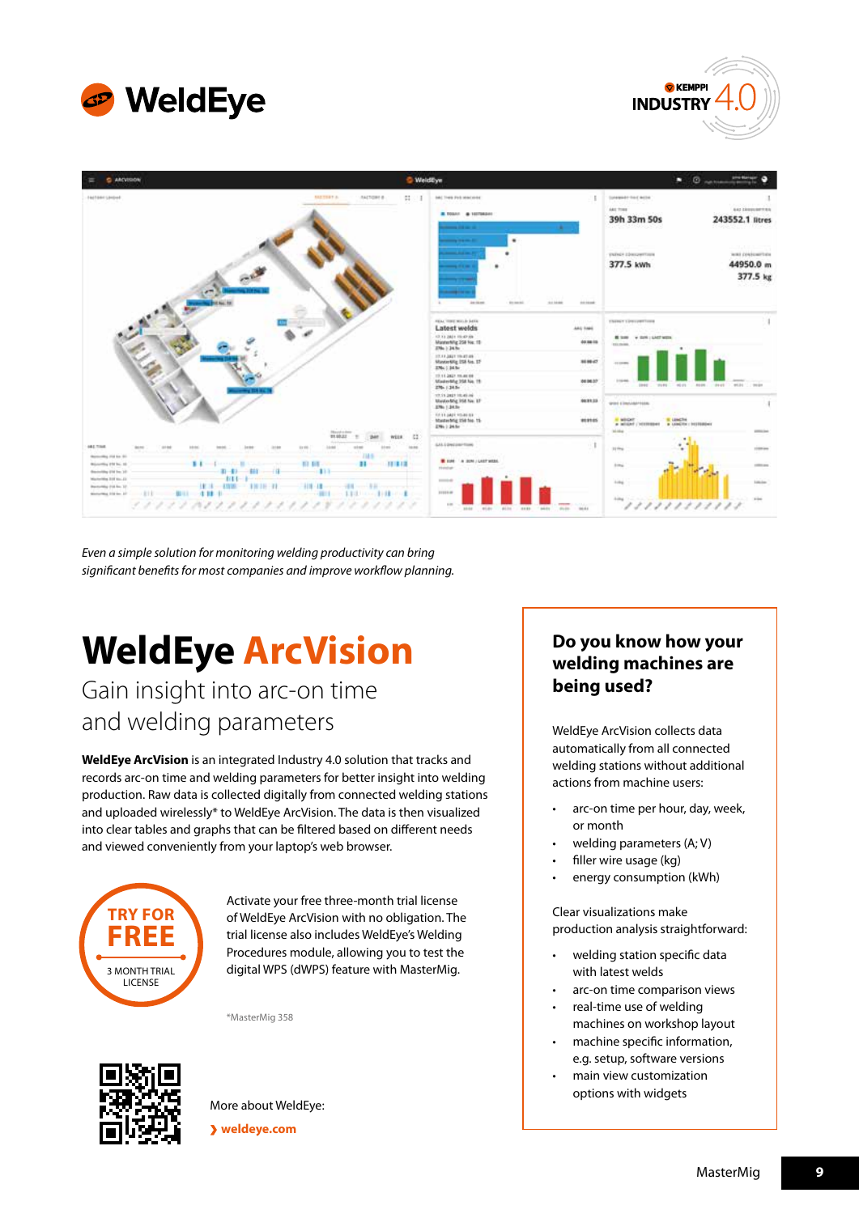*Even a simple solution for monitoring welding productivity can bring significant benefits for most companies and improve workflow planning.*

# WeldEye ArcVision

## Gain insight into arc-on time and welding parameters

**WeldEye ArcVision** is an integrated Industry 4.0 solution that tracks and records arc-on time and welding parameters for better insight into welding production. Raw data is collected digitally from connected welding stations and uploaded wirelessly* to WeldEye ArcVision. The data is then visualized into clear tables and graphs that can be filtered based on different needs and viewed conveniently from your laptop's web browser.

**TRY FOR FREE**
3 MONTH TRIAL LICENSE

Activate your free three-month trial license of WeldEye ArcVision with no obligation. The trial license also includes WeldEye's Welding Procedures module, allowing you to test the digital WPS (dWPS) feature with MasterMig.

*MasterMig 358

More about WeldEye:
› weldeye.com

### Do you know how your welding machines are being used?

WeldEye ArcVision collects data automatically from all connected welding stations without additional actions from machine users:

- arc-on time per hour, day, week, or month
- welding parameters (A; V)
- filler wire usage (kg)
- energy consumption (kWh)

Clear visualizations make production analysis straightforward:

- welding station specific data with latest welds
- arc-on time comparison views
- real-time use of welding machines on workshop layout
- machine specific information, e.g. setup, software versions
- main view customization options with widgets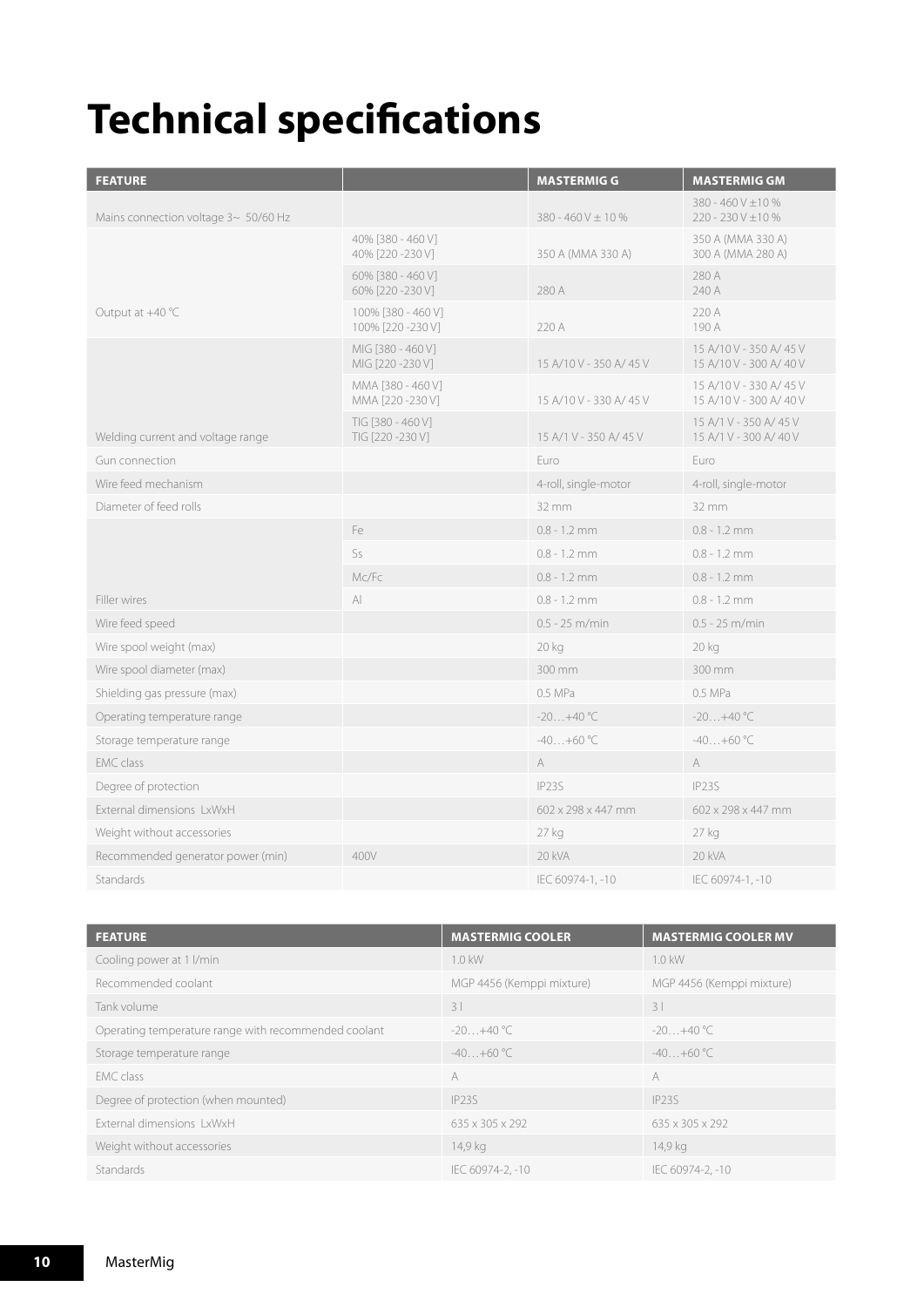# Technical specifications

| FEATURE | | MASTERMIG G | MASTERMIG GM |
|---|---|---|---|
| Mains connection voltage 3~ 50/60 Hz | | 380 - 460 V ± 10 % | 380 - 460 V ±10 %<br>220 - 230 V ±10 % |
| Output at +40 °C | 40% [380 - 460 V]<br>40% [220 -230 V] | 350 A (MMA 330 A) | 350 A (MMA 330 A)<br>300 A (MMA 280 A) |
| | 60% [380 - 460 V]<br>60% [220 -230 V] | 280 A | 280 A<br>240 A |
| | 100% [380 - 460 V]<br>100% [220 -230 V] | 220 A | 220 A<br>190 A |
| Welding current and voltage range | MIG [380 - 460 V]<br>MIG [220 -230 V] | 15 A/10 V - 350 A/ 45 V | 15 A/10 V - 350 A/ 45 V<br>15 A/10 V - 300 A/ 40 V |
| | MMA [380 - 460 V]<br>MMA [220 -230 V] | 15 A/10 V - 330 A/ 45 V | 15 A/10 V - 330 A/ 45 V<br>15 A/10 V - 300 A/ 40 V |
| | TIG [380 - 460 V]<br>TIG [220 -230 V] | 15 A/1 V - 350 A/ 45 V | 15 A/1 V - 350 A/ 45 V<br>15 A/1 V - 300 A/ 40 V |
| Gun connection | | Euro | Euro |
| Wire feed mechanism | | 4-roll, single-motor | 4-roll, single-motor |
| Diameter of feed rolls | | 32 mm | 32 mm |
| Filler wires | Fe | 0.8 - 1.2 mm | 0.8 - 1.2 mm |
| | Ss | 0.8 - 1.2 mm | 0.8 - 1.2 mm |
| | Mc/Fc | 0.8 - 1.2 mm | 0.8 - 1.2 mm |
| | Al | 0.8 - 1.2 mm | 0.8 - 1.2 mm |
| Wire feed speed | | 0.5 - 25 m/min | 0.5 - 25 m/min |
| Wire spool weight (max) | | 20 kg | 20 kg |
| Wire spool diameter (max) | | 300 mm | 300 mm |
| Shielding gas pressure (max) | | 0.5 MPa | 0.5 MPa |
| Operating temperature range | | -20…+40 °C | -20…+40 °C |
| Storage temperature range | | -40…+60 °C | -40…+60 °C |
| EMC class | | A | A |
| Degree of protection | | IP23S | IP23S |
| External dimensions LxWxH | | 602 x 298 x 447 mm | 602 x 298 x 447 mm |
| Weight without accessories | | 27 kg | 27 kg |
| Recommended generator power (min) | 400V | 20 kVA | 20 kVA |
| Standards | | IEC 60974-1, -10 | IEC 60974-1, -10 |

| FEATURE | MASTERMIG COOLER | MASTERMIG COOLER MV |
|---|---|---|
| Cooling power at 1 l/min | 1.0 kW | 1.0 kW |
| Recommended coolant | MGP 4456 (Kemppi mixture) | MGP 4456 (Kemppi mixture) |
| Tank volume | 3 l | 3 l |
| Operating temperature range with recommended coolant | -20…+40 °C | -20…+40 °C |
| Storage temperature range | -40…+60 °C | -40…+60 °C |
| EMC class | A | A |
| Degree of protection (when mounted) | IP23S | IP23S |
| External dimensions LxWxH | 635 x 305 x 292 | 635 x 305 x 292 |
| Weight without accessories | 14,9 kg | 14,9 kg |
| Standards | IEC 60974-2, -10 | IEC 60974-2, -10 |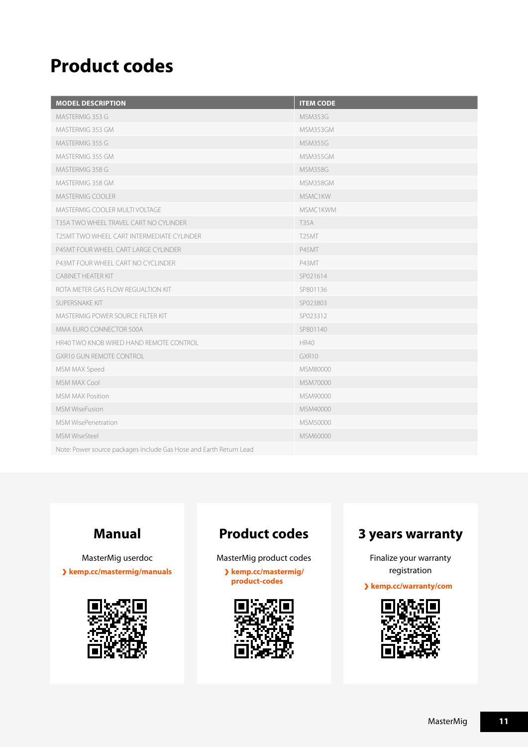# Product codes

| MODEL DESCRIPTION | ITEM CODE |
|---|---|
| MASTERMIG 353 G | MSM353G |
| MASTERMIG 353 GM | MSM353GM |
| MASTERMIG 355 G | MSM355G |
| MASTERMIG 355 GM | MSM355GM |
| MASTERMIG 358 G | MSM358G |
| MASTERMIG 358 GM | MSM358GM |
| MASTERMIG COOLER | MSMC1KW |
| MASTERMIG COOLER MULTI VOLTAGE | MSMC1KWM |
| T35A TWO WHEEL TRAVEL CART NO CYLINDER | T35A |
| T25MT TWO WHEEL CART INTERMEDIATE CYLINDER | T25MT |
| P45MT FOUR WHEEL CART LARGE CYLINDER | P45MT |
| P43MT FOUR WHEEL CART NO CYCLINDER | P43MT |
| CABINET HEATER KIT | SP021614 |
| ROTA METER GAS FLOW REGUALTION KIT | SP801136 |
| SUPERSNAKE KIT | SP023803 |
| MASTERMIG POWER SOURCE FILTER KIT | SP023312 |
| MMA EURO CONNECTOR 500A | SP801140 |
| HR40 TWO KNOB WIRED HAND REMOTE CONTROL | HR40 |
| GXR10 GUN REMOTE CONTROL | GXR10 |
| MSM MAX Speed | MSM80000 |
| MSM MAX Cool | MSM70000 |
| MSM MAX Position | MSM90000 |
| MSM WiseFusion | MSM40000 |
| MSM WisePenetration | MSM50000 |
| MSM WiseSteel | MSM60000 |
| Note: Power source packages include Gas Hose and Earth Return Lead | |

## Manual

MasterMig userdoc

❯ **kemp.cc/mastermig/manuals**

## Product codes

MasterMig product codes

❯ **kemp.cc/mastermig/product-codes**

## 3 years warranty

Finalize your warranty registration

❯ **kemp.cc/warranty/com**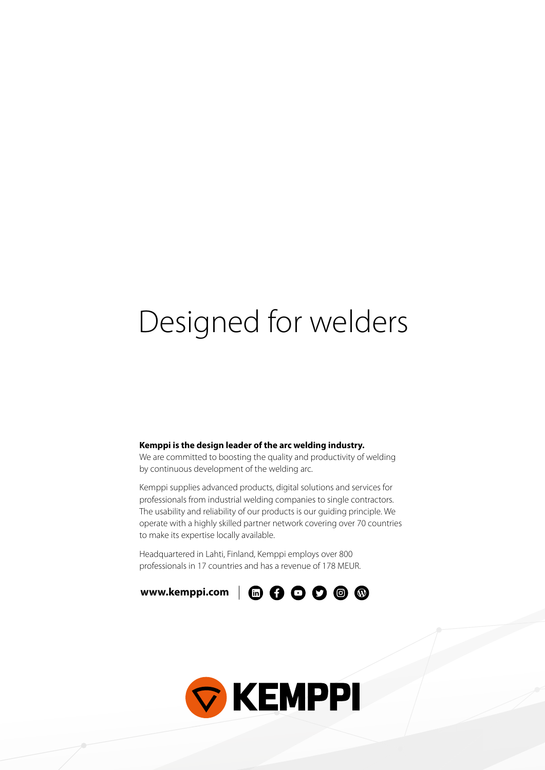# Designed for welders

**Kemppi is the design leader of the arc welding industry.**
We are committed to boosting the quality and productivity of welding by continuous development of the welding arc.

Kemppi supplies advanced products, digital solutions and services for professionals from industrial welding companies to single contractors. The usability and reliability of our products is our guiding principle. We operate with a highly skilled partner network covering over 70 countries to make its expertise locally available.

Headquartered in Lahti, Finland, Kemppi employs over 800 professionals in 17 countries and has a revenue of 178 MEUR.

**www.kemppi.com**

KEMPPI